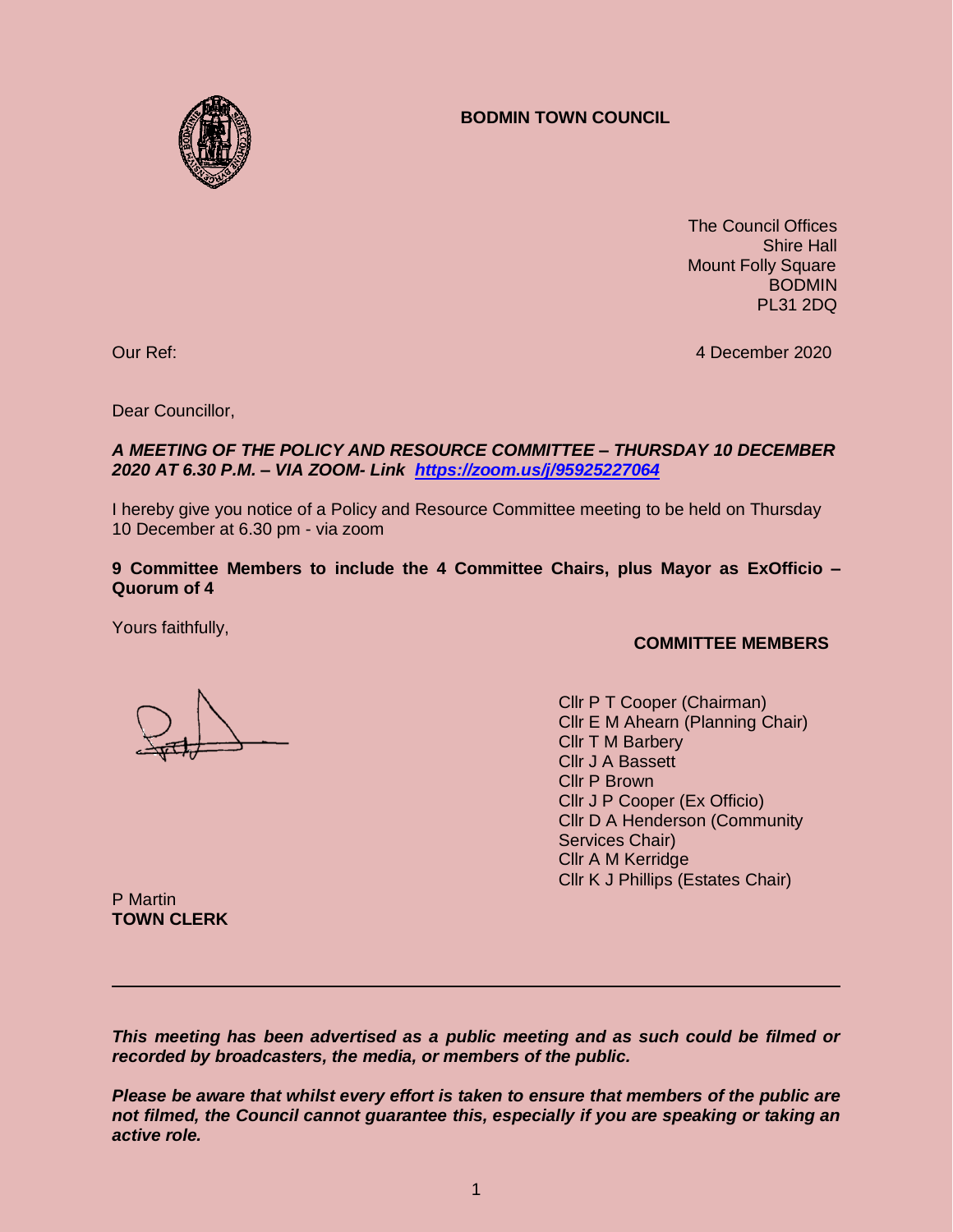# BODMIN TOWN COUNCIL

The Council Offices
Shire Hall
Mount Folly Square
BODMIN
PL31 2DQ

Our Ref: 4 December 2020

Dear Councillor,

***A MEETING OF THE POLICY AND RESOURCE COMMITTEE – THURSDAY 10 DECEMBER 2020 AT 6.30 P.M. – VIA ZOOM- Link [https://zoom.us/j/95925227064](https://zoom.us/j/95925227064)***

I hereby give you notice of a Policy and Resource Committee meeting to be held on Thursday 10 December at 6.30 pm - via zoom

**9 Committee Members to include the 4 Committee Chairs, plus Mayor as ExOfficio – Quorum of 4**

Yours faithfully,

P Martin
**TOWN CLERK**

**COMMITTEE MEMBERS**

Cllr P T Cooper (Chairman)
Cllr E M Ahearn (Planning Chair)
Cllr T M Barbery
Cllr J A Bassett
Cllr P Brown
Cllr J P Cooper (Ex Officio)
Cllr D A Henderson (Community Services Chair)
Cllr A M Kerridge
Cllr K J Phillips (Estates Chair)

---

***This meeting has been advertised as a public meeting and as such could be filmed or recorded by broadcasters, the media, or members of the public.***

***Please be aware that whilst every effort is taken to ensure that members of the public are not filmed, the Council cannot guarantee this, especially if you are speaking or taking an active role.***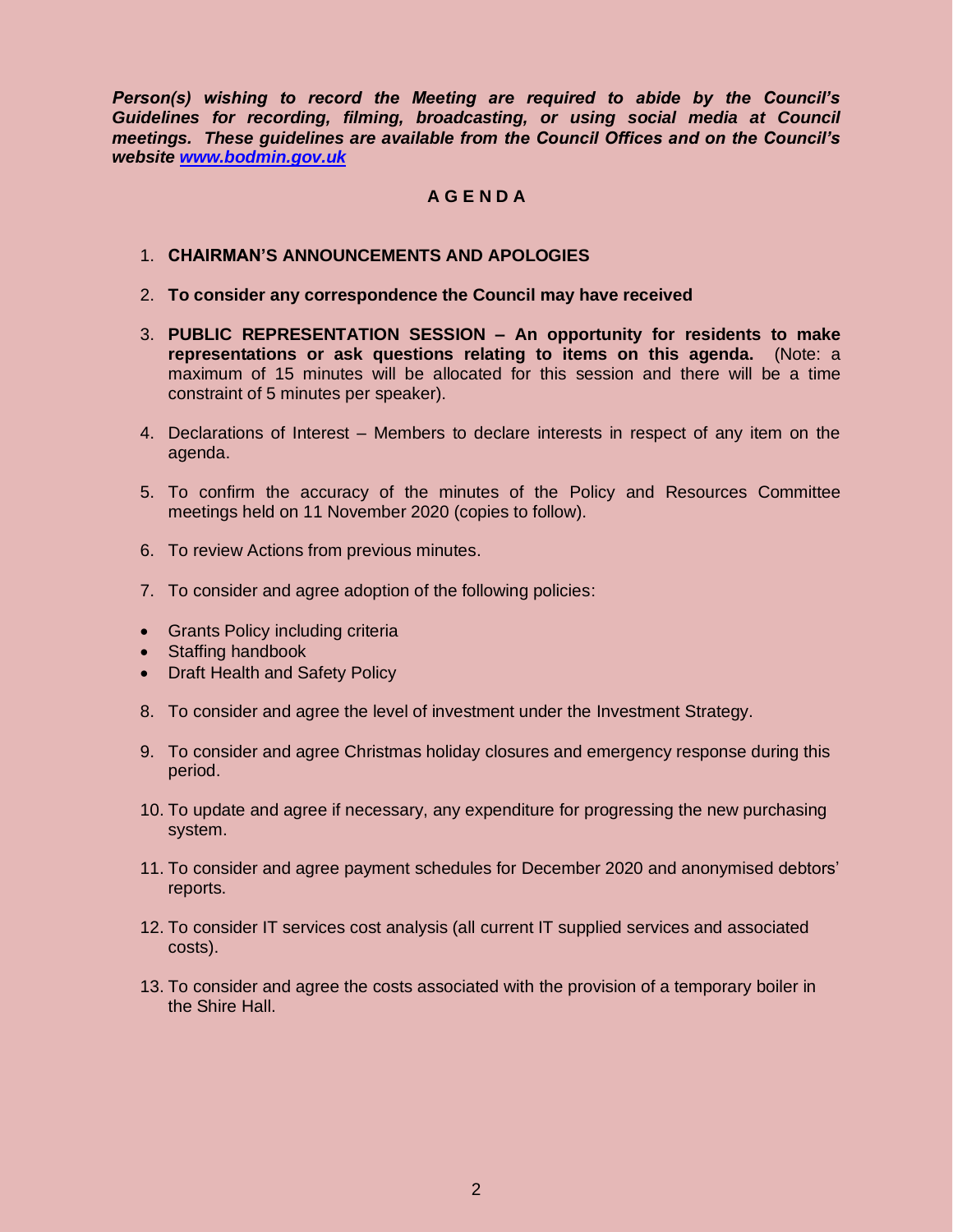***Person(s) wishing to record the Meeting are required to abide by the Council's Guidelines for recording, filming, broadcasting, or using social media at Council meetings. These guidelines are available from the Council Offices and on the Council's website [www.bodmin.gov.uk](http://www.bodmin.gov.uk)***

## A G E N D A

1. **CHAIRMAN'S ANNOUNCEMENTS AND APOLOGIES**

2. **To consider any correspondence the Council may have received**

3. **PUBLIC REPRESENTATION SESSION – An opportunity for residents to make representations or ask questions relating to items on this agenda.** (Note: a maximum of 15 minutes will be allocated for this session and there will be a time constraint of 5 minutes per speaker).

4. Declarations of Interest – Members to declare interests in respect of any item on the agenda.

5. To confirm the accuracy of the minutes of the Policy and Resources Committee meetings held on 11 November 2020 (copies to follow).

6. To review Actions from previous minutes.

7. To consider and agree adoption of the following policies:

- Grants Policy including criteria
- Staffing handbook
- Draft Health and Safety Policy

8. To consider and agree the level of investment under the Investment Strategy.

9. To consider and agree Christmas holiday closures and emergency response during this period.

10. To update and agree if necessary, any expenditure for progressing the new purchasing system.

11. To consider and agree payment schedules for December 2020 and anonymised debtors' reports.

12. To consider IT services cost analysis (all current IT supplied services and associated costs).

13. To consider and agree the costs associated with the provision of a temporary boiler in the Shire Hall.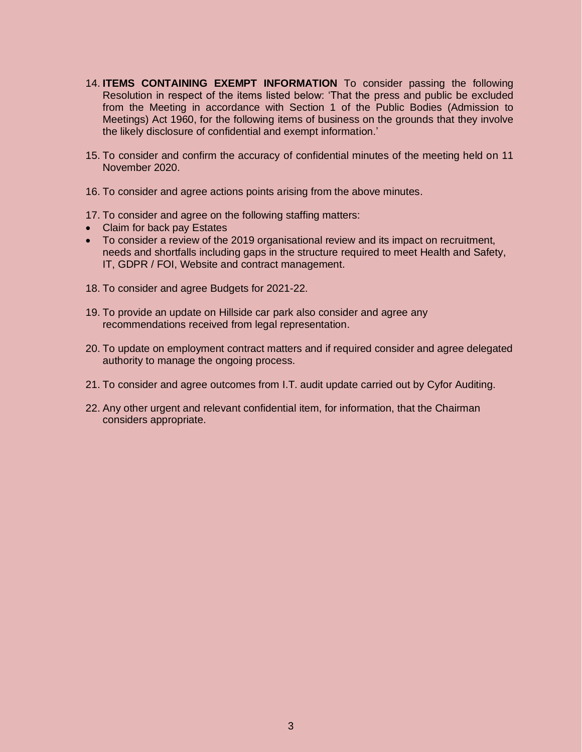14. **ITEMS CONTAINING EXEMPT INFORMATION** To consider passing the following Resolution in respect of the items listed below: 'That the press and public be excluded from the Meeting in accordance with Section 1 of the Public Bodies (Admission to Meetings) Act 1960, for the following items of business on the grounds that they involve the likely disclosure of confidential and exempt information.'

15. To consider and confirm the accuracy of confidential minutes of the meeting held on 11 November 2020.

16. To consider and agree actions points arising from the above minutes.

17. To consider and agree on the following staffing matters:

- Claim for back pay Estates
- To consider a review of the 2019 organisational review and its impact on recruitment, needs and shortfalls including gaps in the structure required to meet Health and Safety, IT, GDPR / FOI, Website and contract management.

18. To consider and agree Budgets for 2021-22.

19. To provide an update on Hillside car park also consider and agree any recommendations received from legal representation.

20. To update on employment contract matters and if required consider and agree delegated authority to manage the ongoing process.

21. To consider and agree outcomes from I.T. audit update carried out by Cyfor Auditing.

22. Any other urgent and relevant confidential item, for information, that the Chairman considers appropriate.